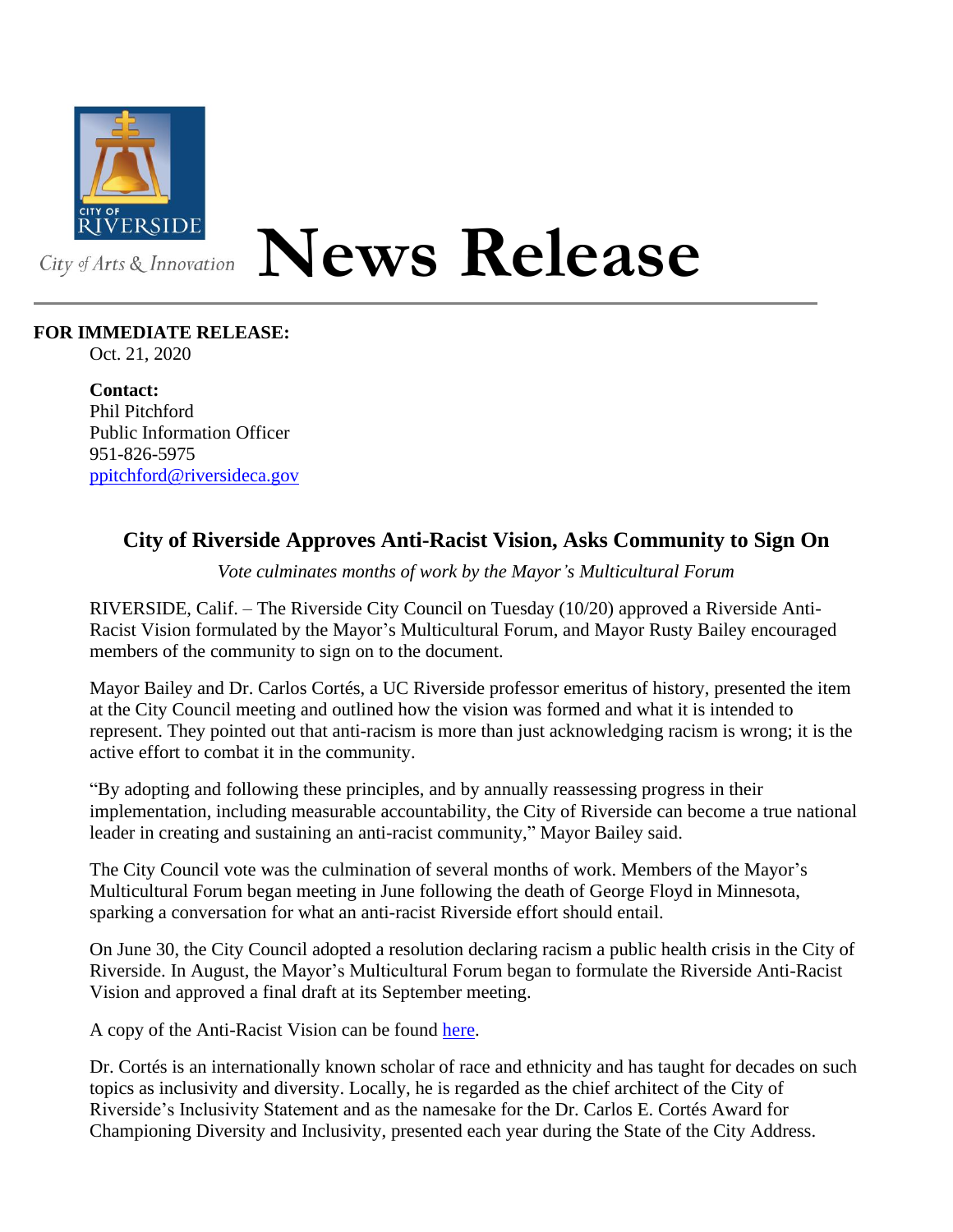CITY OF RIVERSIDE

City of Arts & Innovation

# News Release

**FOR IMMEDIATE RELEASE:**
Oct. 21, 2020

**Contact:**
Phil Pitchford
Public Information Officer
951-826-5975
ppitchford@riversideca.gov

## City of Riverside Approves Anti-Racist Vision, Asks Community to Sign On

*Vote culminates months of work by the Mayor's Multicultural Forum*

RIVERSIDE, Calif. – The Riverside City Council on Tuesday (10/20) approved a Riverside Anti-Racist Vision formulated by the Mayor's Multicultural Forum, and Mayor Rusty Bailey encouraged members of the community to sign on to the document.

Mayor Bailey and Dr. Carlos Cortés, a UC Riverside professor emeritus of history, presented the item at the City Council meeting and outlined how the vision was formed and what it is intended to represent. They pointed out that anti-racism is more than just acknowledging racism is wrong; it is the active effort to combat it in the community.

"By adopting and following these principles, and by annually reassessing progress in their implementation, including measurable accountability, the City of Riverside can become a true national leader in creating and sustaining an anti-racist community," Mayor Bailey said.

The City Council vote was the culmination of several months of work. Members of the Mayor's Multicultural Forum began meeting in June following the death of George Floyd in Minnesota, sparking a conversation for what an anti-racist Riverside effort should entail.

On June 30, the City Council adopted a resolution declaring racism a public health crisis in the City of Riverside. In August, the Mayor's Multicultural Forum began to formulate the Riverside Anti-Racist Vision and approved a final draft at its September meeting.

A copy of the Anti-Racist Vision can be found here.

Dr. Cortés is an internationally known scholar of race and ethnicity and has taught for decades on such topics as inclusivity and diversity. Locally, he is regarded as the chief architect of the City of Riverside's Inclusivity Statement and as the namesake for the Dr. Carlos E. Cortés Award for Championing Diversity and Inclusivity, presented each year during the State of the City Address.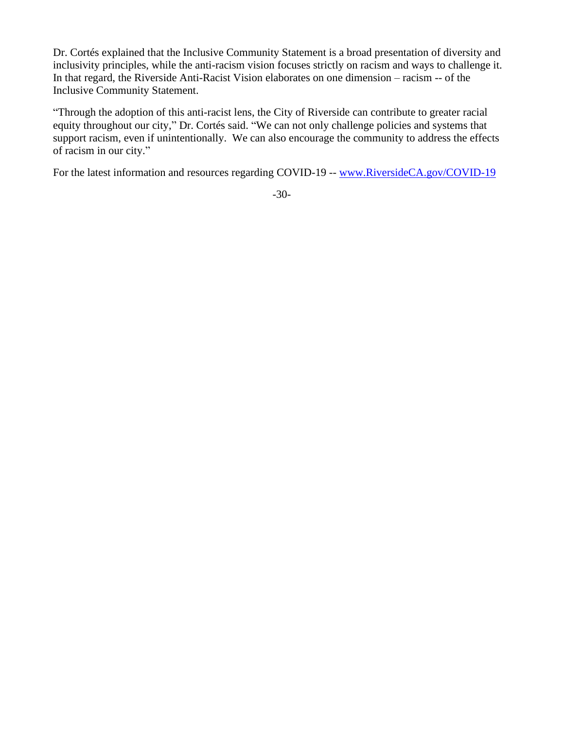Dr. Cortés explained that the Inclusive Community Statement is a broad presentation of diversity and inclusivity principles, while the anti-racism vision focuses strictly on racism and ways to challenge it. In that regard, the Riverside Anti-Racist Vision elaborates on one dimension – racism -- of the Inclusive Community Statement.

"Through the adoption of this anti-racist lens, the City of Riverside can contribute to greater racial equity throughout our city," Dr. Cortés said. "We can not only challenge policies and systems that support racism, even if unintentionally. We can also encourage the community to address the effects of racism in our city."

For the latest information and resources regarding COVID-19 -- [www.RiversideCA.gov/COVID-19](http://www.RiversideCA.gov/COVID-19)

-30-